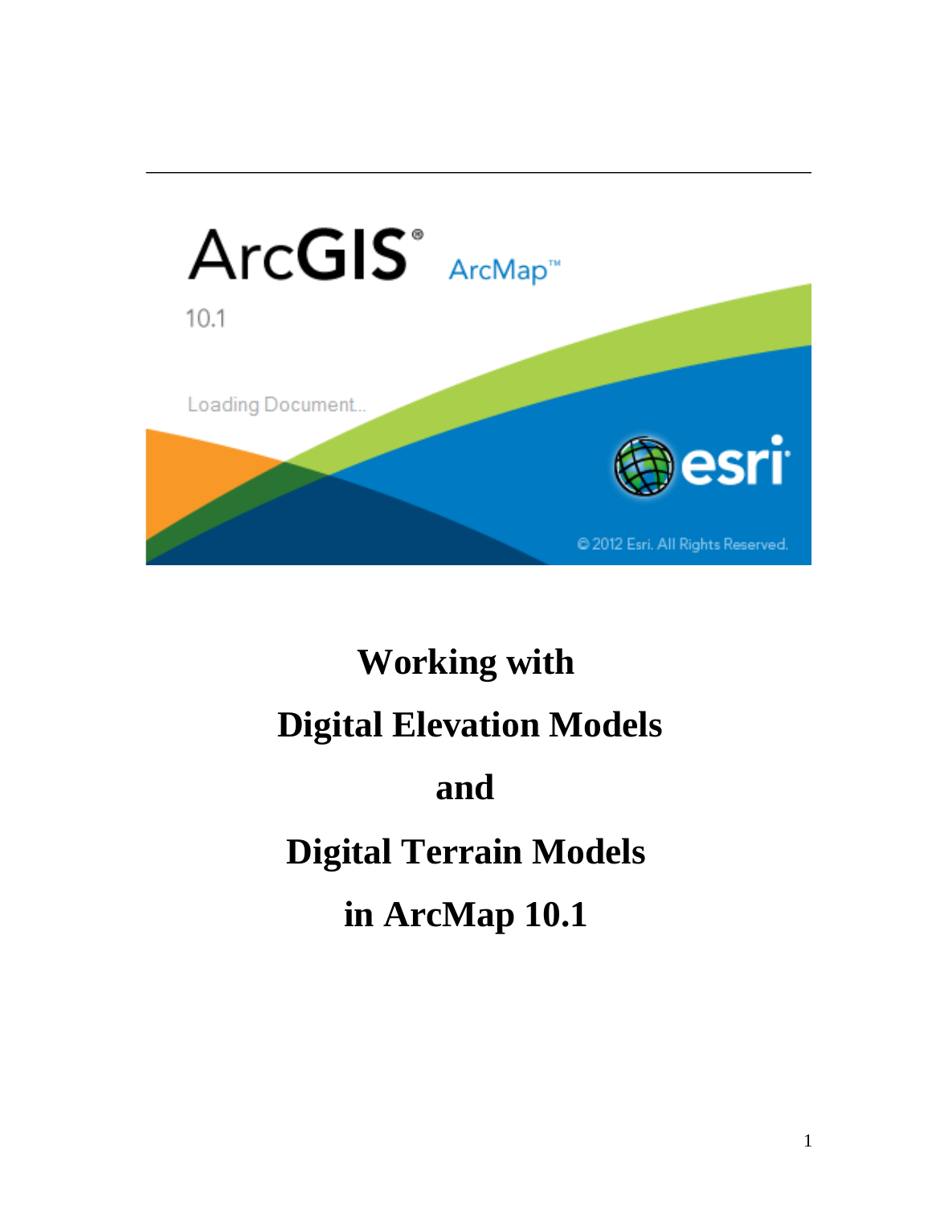# Working with Digital Elevation Models and Digital Terrain Models in ArcMap 10.1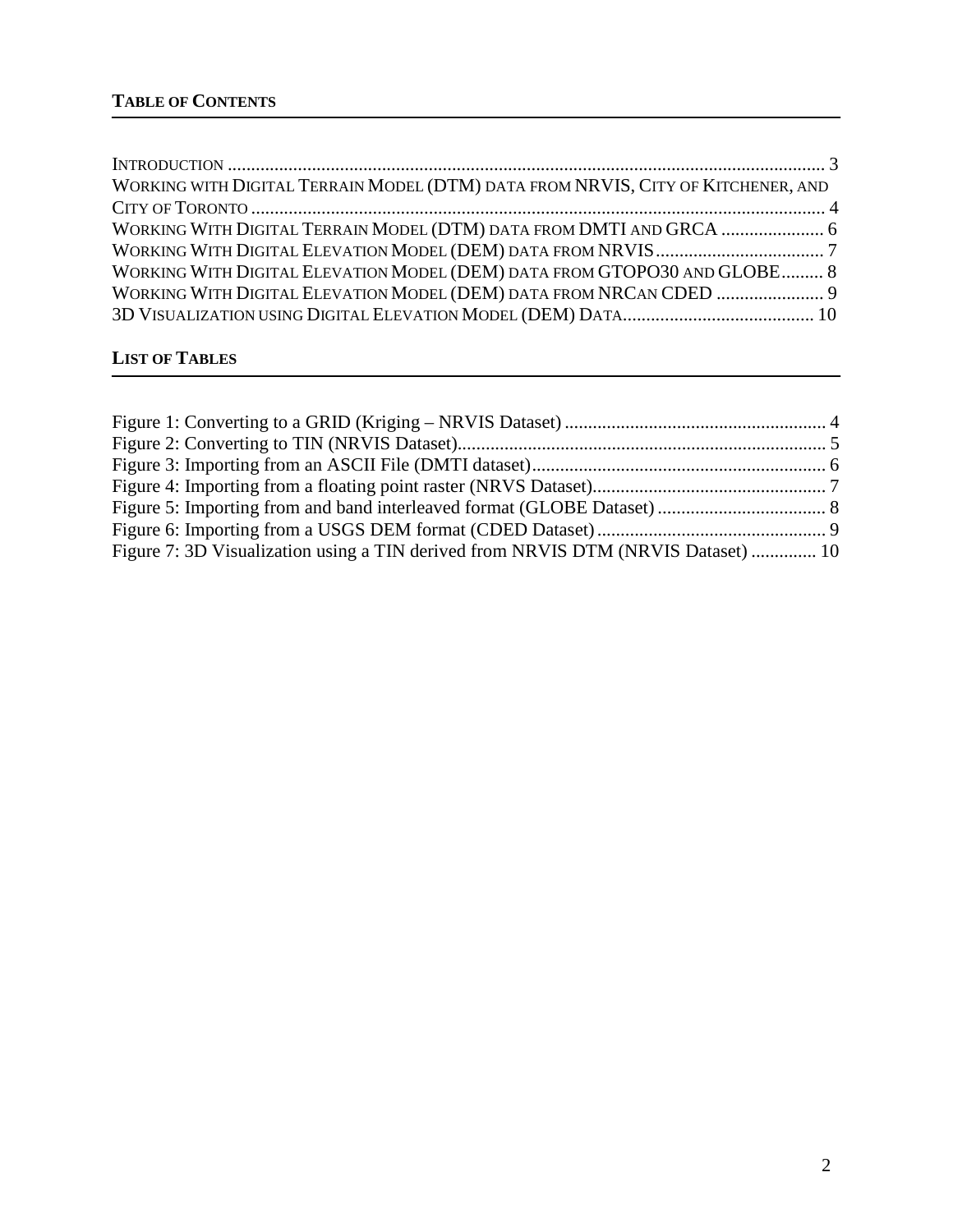## TABLE OF CONTENTS

INTRODUCTION ........................................................................................................................ 3
WORKING WITH DIGITAL TERRAIN MODEL (DTM) DATA FROM NRVIS, CITY OF KITCHENER, AND CITY OF TORONTO ........................................................................................................................ 4
WORKING WITH DIGITAL TERRAIN MODEL (DTM) DATA FROM DMTI AND GRCA ...................... 6
WORKING WITH DIGITAL ELEVATION MODEL (DEM) DATA FROM NRVIS .................................... 7
WORKING WITH DIGITAL ELEVATION MODEL (DEM) DATA FROM GTOPO30 AND GLOBE......... 8
WORKING WITH DIGITAL ELEVATION MODEL (DEM) DATA FROM NRCAN CDED ....................... 9
3D VISUALIZATION USING DIGITAL ELEVATION MODEL (DEM) DATA......................................... 10

## LIST OF TABLES

Figure 1: Converting to a GRID (Kriging – NRVIS Dataset) ........................................................ 4
Figure 2: Converting to TIN (NRVIS Dataset)............................................................................... 5
Figure 3: Importing from an ASCII File (DMTI dataset)............................................................... 6
Figure 4: Importing from a floating point raster (NRVS Dataset).................................................. 7
Figure 5: Importing from and band interleaved format (GLOBE Dataset) .................................... 8
Figure 6: Importing from a USGS DEM format (CDED Dataset) ................................................. 9
Figure 7: 3D Visualization using a TIN derived from NRVIS DTM (NRVIS Dataset) ............. 10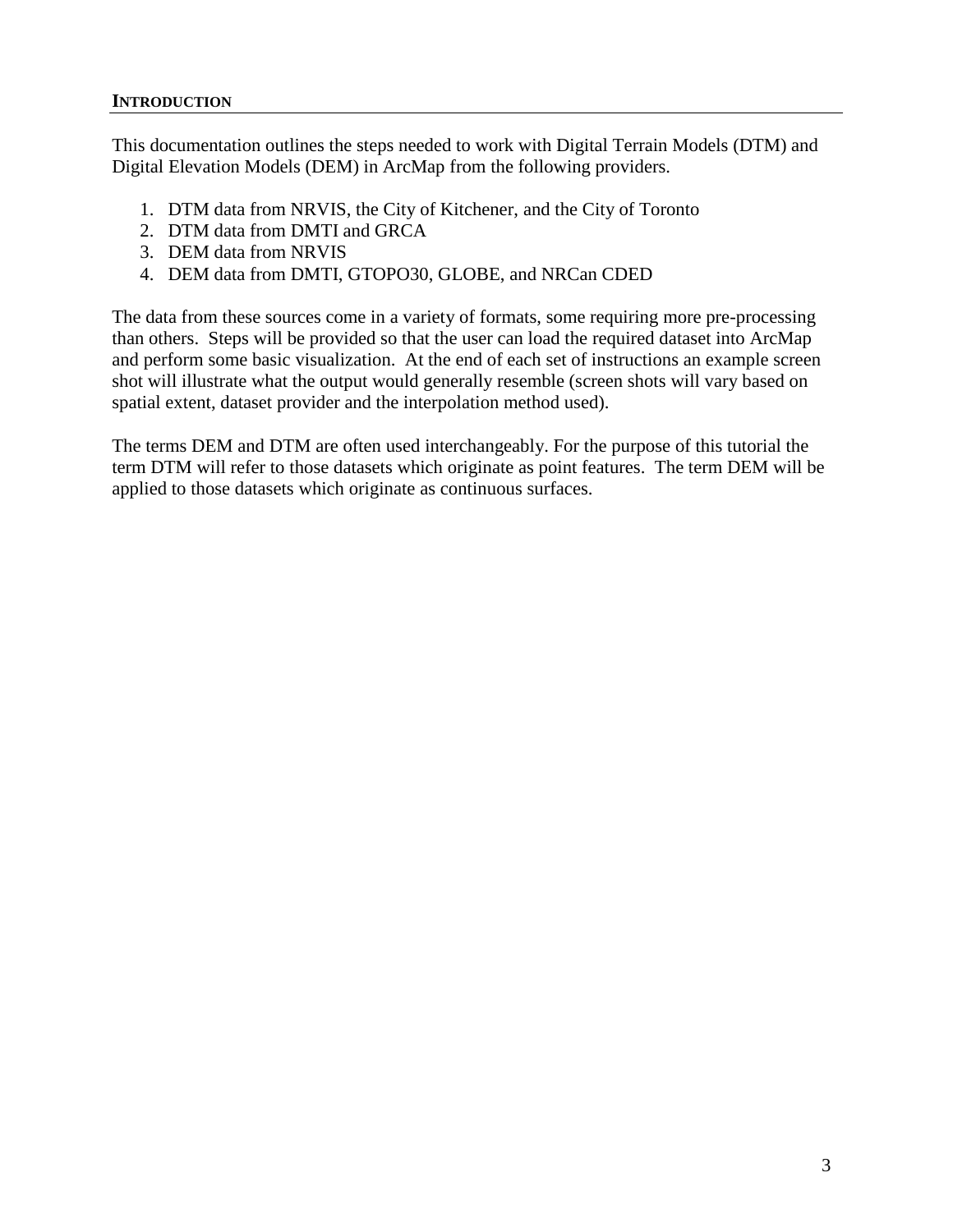## INTRODUCTION

This documentation outlines the steps needed to work with Digital Terrain Models (DTM) and Digital Elevation Models (DEM) in ArcMap from the following providers.

1. DTM data from NRVIS, the City of Kitchener, and the City of Toronto
2. DTM data from DMTI and GRCA
3. DEM data from NRVIS
4. DEM data from DMTI, GTOPO30, GLOBE, and NRCan CDED

The data from these sources come in a variety of formats, some requiring more pre-processing than others. Steps will be provided so that the user can load the required dataset into ArcMap and perform some basic visualization. At the end of each set of instructions an example screen shot will illustrate what the output would generally resemble (screen shots will vary based on spatial extent, dataset provider and the interpolation method used).

The terms DEM and DTM are often used interchangeably. For the purpose of this tutorial the term DTM will refer to those datasets which originate as point features. The term DEM will be applied to those datasets which originate as continuous surfaces.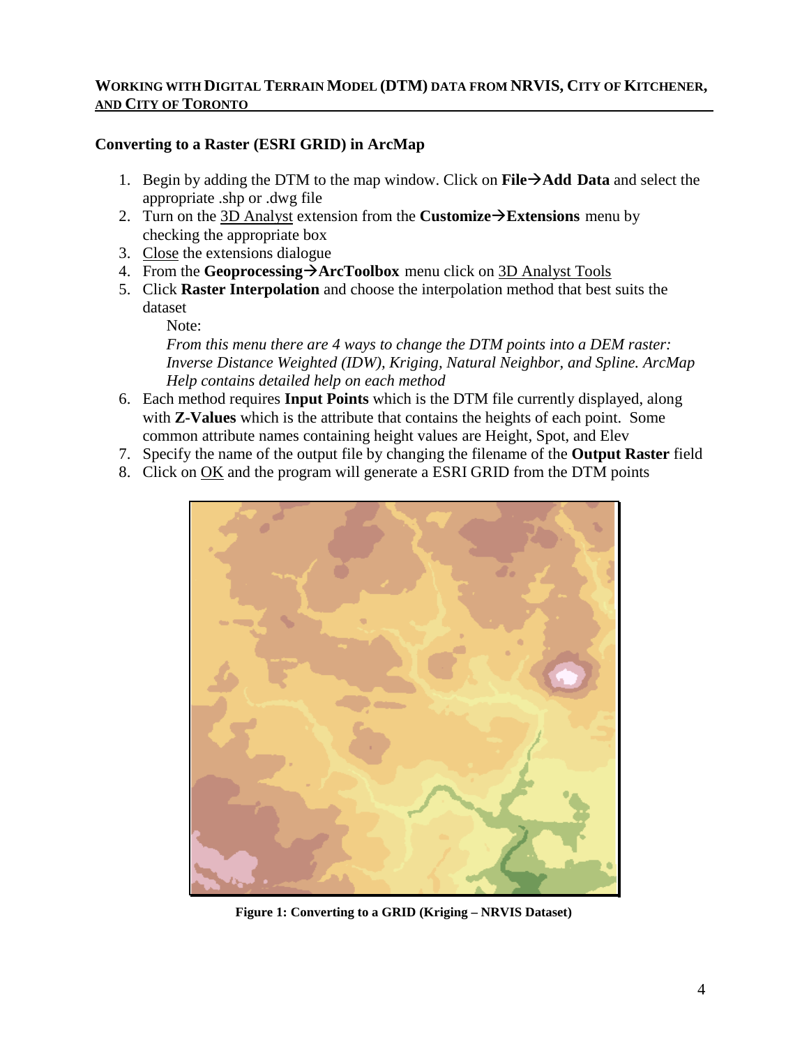## WORKING WITH DIGITAL TERRAIN MODEL (DTM) DATA FROM NRVIS, CITY OF KITCHENER, AND CITY OF TORONTO

### Converting to a Raster (ESRI GRID) in ArcMap

1. Begin by adding the DTM to the map window. Click on **File→Add Data** and select the appropriate .shp or .dwg file
2. Turn on the 3D Analyst extension from the **Customize→Extensions** menu by checking the appropriate box
3. Close the extensions dialogue
4. From the **Geoprocessing→ArcToolbox** menu click on 3D Analyst Tools
5. Click **Raster Interpolation** and choose the interpolation method that best suits the dataset

   Note:

   *From this menu there are 4 ways to change the DTM points into a DEM raster: Inverse Distance Weighted (IDW), Kriging, Natural Neighbor, and Spline. ArcMap Help contains detailed help on each method*
6. Each method requires **Input Points** which is the DTM file currently displayed, along with **Z-Values** which is the attribute that contains the heights of each point. Some common attribute names containing height values are Height, Spot, and Elev
7. Specify the name of the output file by changing the filename of the **Output Raster** field
8. Click on OK and the program will generate a ESRI GRID from the DTM points

**Figure 1: Converting to a GRID (Kriging – NRVIS Dataset)**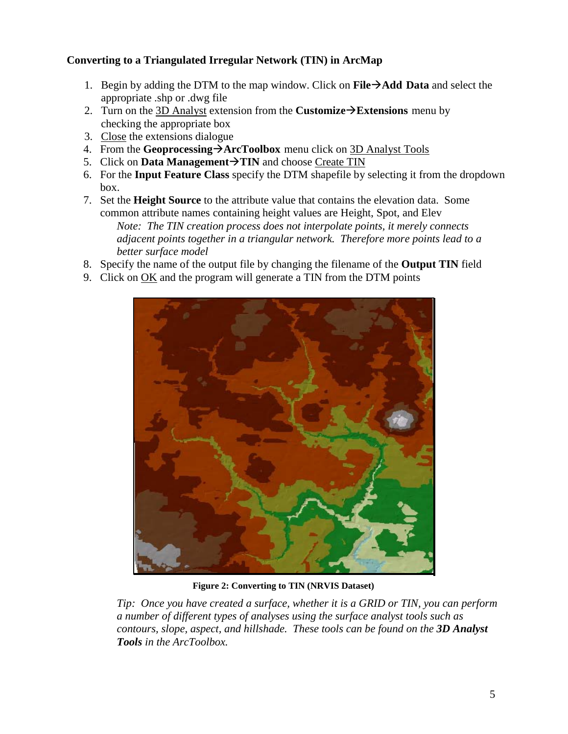**Converting to a Triangulated Irregular Network (TIN) in ArcMap**

1. Begin by adding the DTM to the map window. Click on **File→Add Data** and select the appropriate .shp or .dwg file
2. Turn on the 3D Analyst extension from the **Customize→Extensions** menu by checking the appropriate box
3. Close the extensions dialogue
4. From the **Geoprocessing→ArcToolbox** menu click on 3D Analyst Tools
5. Click on **Data Management→TIN** and choose Create TIN
6. For the **Input Feature Class** specify the DTM shapefile by selecting it from the dropdown box.
7. Set the **Height Source** to the attribute value that contains the elevation data. Some common attribute names containing height values are Height, Spot, and Elev

   *Note: The TIN creation process does not interpolate points, it merely connects adjacent points together in a triangular network. Therefore more points lead to a better surface model*
8. Specify the name of the output file by changing the filename of the **Output TIN** field
9. Click on OK and the program will generate a TIN from the DTM points

**Figure 2: Converting to TIN (NRVIS Dataset)**

*Tip: Once you have created a surface, whether it is a GRID or TIN, you can perform a number of different types of analyses using the surface analyst tools such as contours, slope, aspect, and hillshade. These tools can be found on the **3D Analyst Tools** in the ArcToolbox.*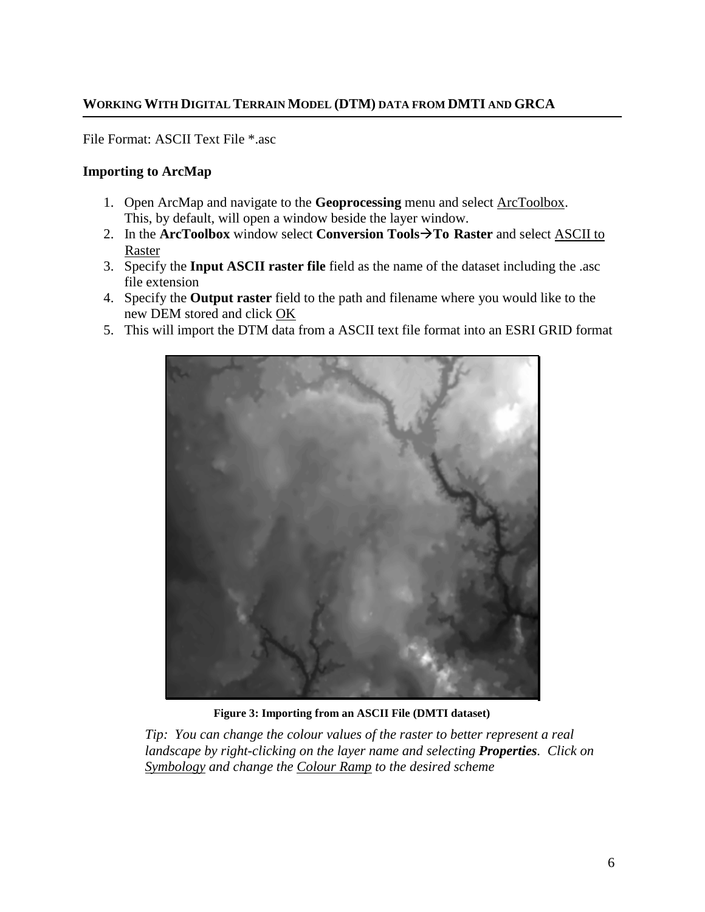## WORKING WITH DIGITAL TERRAIN MODEL (DTM) DATA FROM DMTI AND GRCA

File Format: ASCII Text File *.asc

### Importing to ArcMap

1. Open ArcMap and navigate to the **Geoprocessing** menu and select ArcToolbox. This, by default, will open a window beside the layer window.
2. In the **ArcToolbox** window select **Conversion Tools→To Raster** and select ASCII to Raster
3. Specify the **Input ASCII raster file** field as the name of the dataset including the .asc file extension
4. Specify the **Output raster** field to the path and filename where you would like to the new DEM stored and click OK
5. This will import the DTM data from a ASCII text file format into an ESRI GRID format

**Figure 3: Importing from an ASCII File (DMTI dataset)**

*Tip: You can change the colour values of the raster to better represent a real landscape by right-clicking on the layer name and selecting **Properties**. Click on Symbology and change the Colour Ramp to the desired scheme*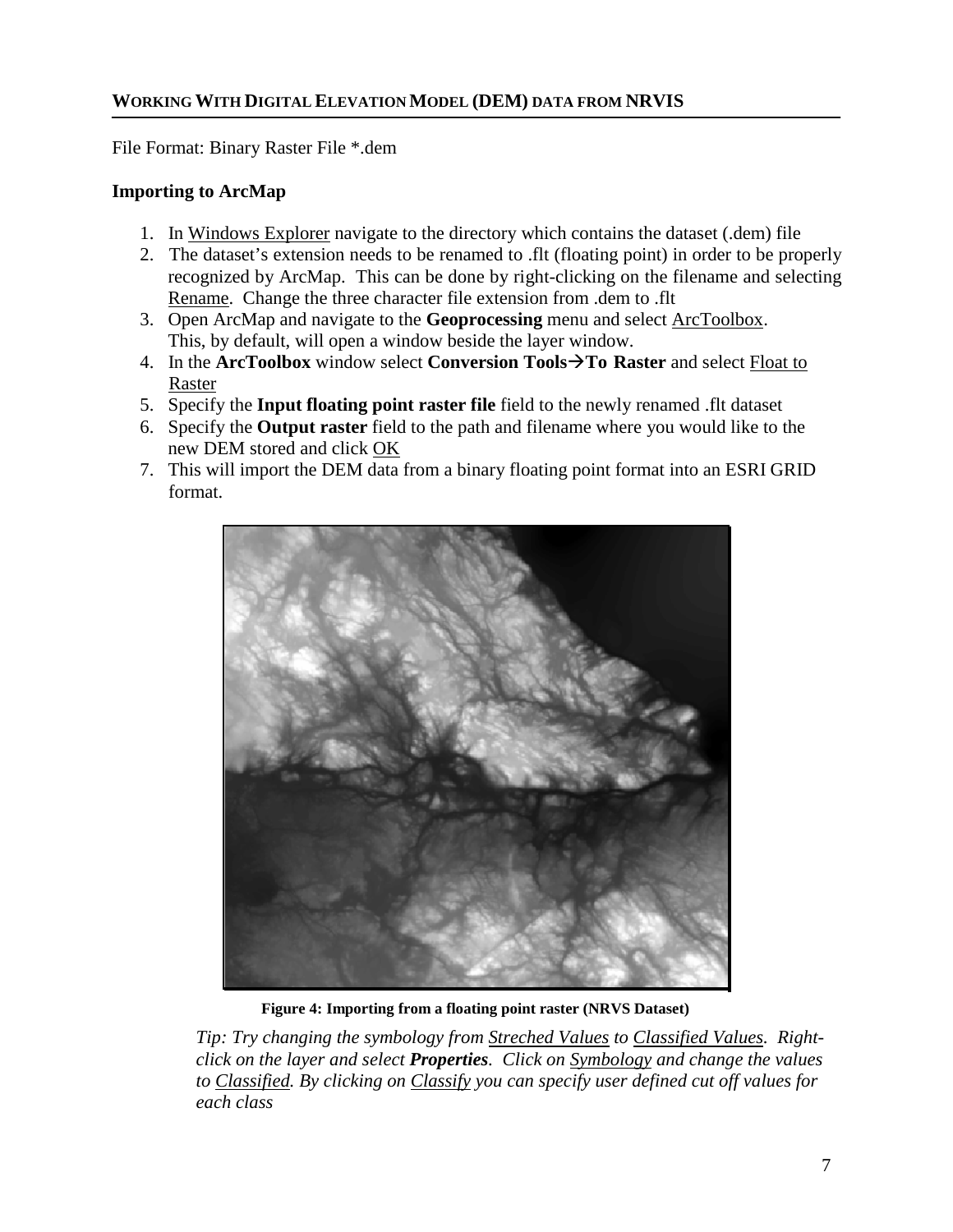## WORKING WITH DIGITAL ELEVATION MODEL (DEM) DATA FROM NRVIS

File Format: Binary Raster File *.dem

### Importing to ArcMap

1. In Windows Explorer navigate to the directory which contains the dataset (.dem) file
2. The dataset's extension needs to be renamed to .flt (floating point) in order to be properly recognized by ArcMap. This can be done by right-clicking on the filename and selecting Rename. Change the three character file extension from .dem to .flt
3. Open ArcMap and navigate to the **Geoprocessing** menu and select ArcToolbox. This, by default, will open a window beside the layer window.
4. In the **ArcToolbox** window select **Conversion Tools→To Raster** and select Float to Raster
5. Specify the **Input floating point raster file** field to the newly renamed .flt dataset
6. Specify the **Output raster** field to the path and filename where you would like to the new DEM stored and click OK
7. This will import the DEM data from a binary floating point format into an ESRI GRID format.

**Figure 4: Importing from a floating point raster (NRVS Dataset)**

*Tip: Try changing the symbology from Streched Values to Classified Values. Right-click on the layer and select **Properties**. Click on Symbology and change the values to Classified. By clicking on Classify you can specify user defined cut off values for each class*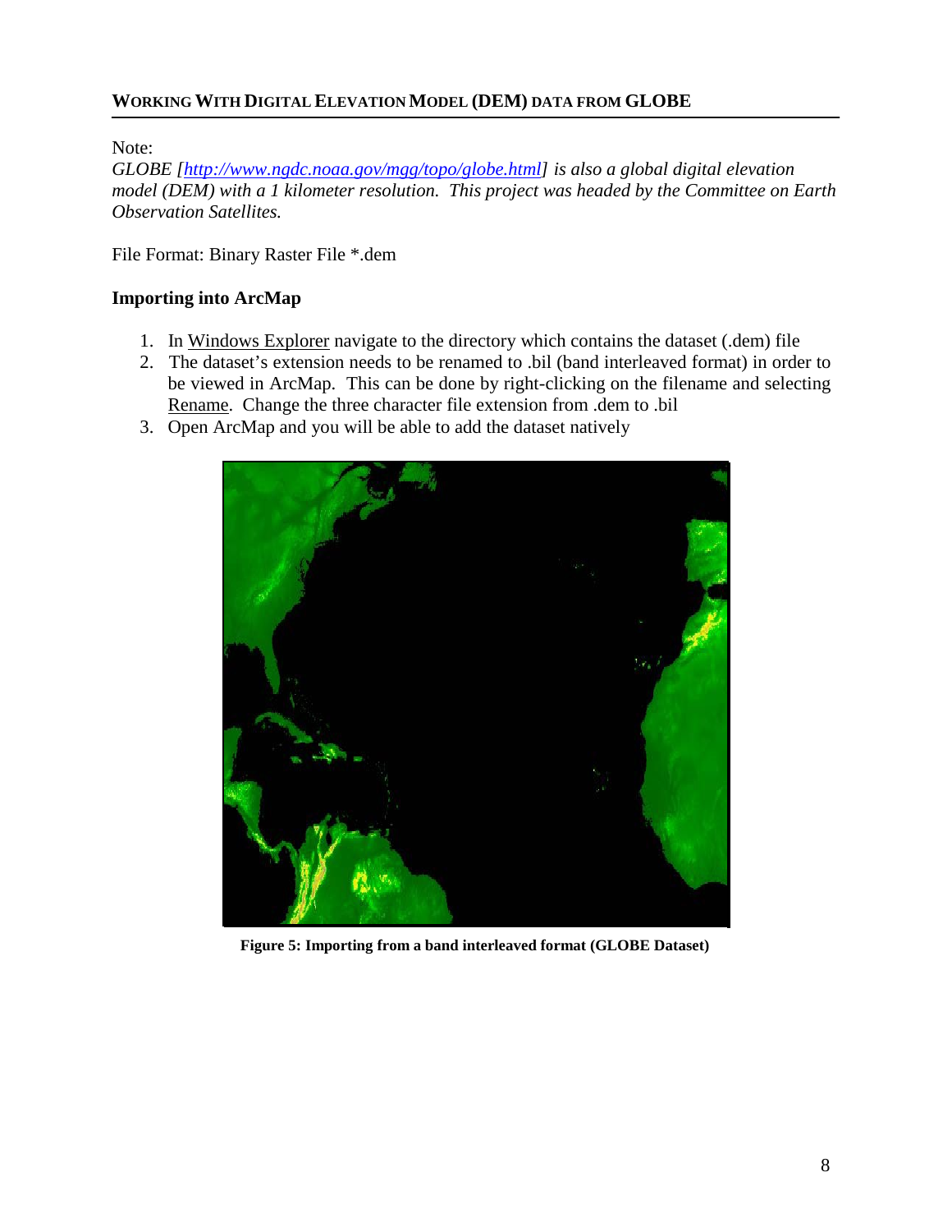## WORKING WITH DIGITAL ELEVATION MODEL (DEM) DATA FROM GLOBE

Note:
*GLOBE [[http://www.ngdc.noaa.gov/mgg/topo/globe.html](http://www.ngdc.noaa.gov/mgg/topo/globe.html)] is also a global digital elevation model (DEM) with a 1 kilometer resolution. This project was headed by the Committee on Earth Observation Satellites.*

File Format: Binary Raster File *.dem

### Importing into ArcMap

1. In Windows Explorer navigate to the directory which contains the dataset (.dem) file
2. The dataset's extension needs to be renamed to .bil (band interleaved format) in order to be viewed in ArcMap. This can be done by right-clicking on the filename and selecting Rename. Change the three character file extension from .dem to .bil
3. Open ArcMap and you will be able to add the dataset natively

**Figure 5: Importing from a band interleaved format (GLOBE Dataset)**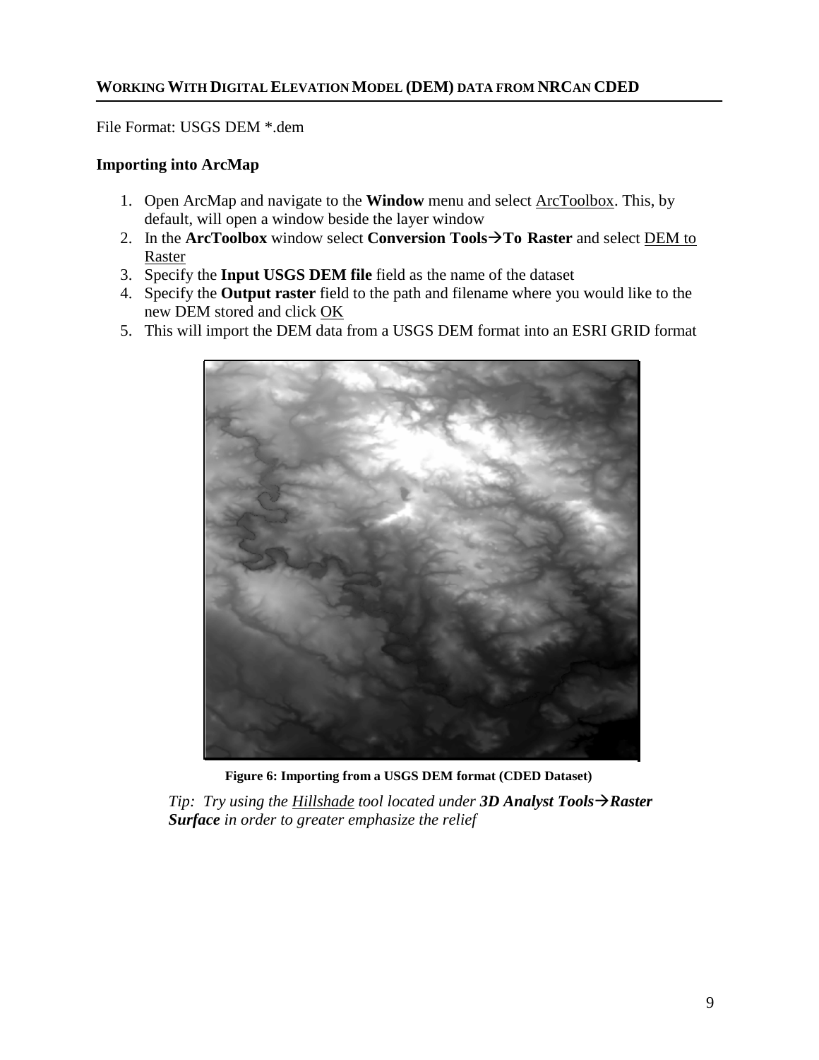## WORKING WITH DIGITAL ELEVATION MODEL (DEM) DATA FROM NRCAN CDED

File Format: USGS DEM *.dem

**Importing into ArcMap**

1. Open ArcMap and navigate to the **Window** menu and select ArcToolbox. This, by default, will open a window beside the layer window
2. In the **ArcToolbox** window select **Conversion Tools→To Raster** and select DEM to Raster
3. Specify the **Input USGS DEM file** field as the name of the dataset
4. Specify the **Output raster** field to the path and filename where you would like to the new DEM stored and click OK
5. This will import the DEM data from a USGS DEM format into an ESRI GRID format

**Figure 6: Importing from a USGS DEM format (CDED Dataset)**

*Tip: Try using the Hillshade tool located under **3D Analyst Tools→Raster Surface** in order to greater emphasize the relief*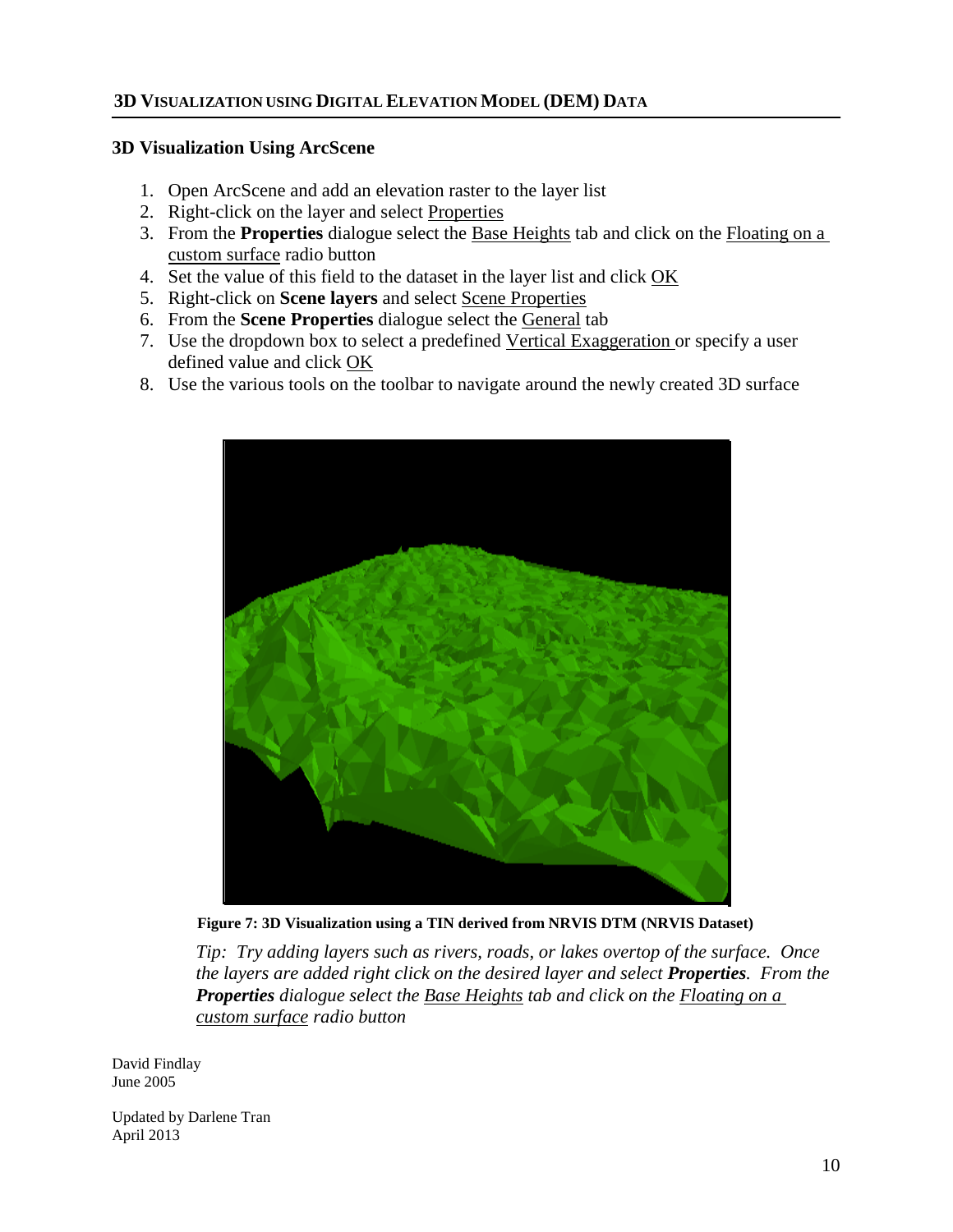### 3D Visualization Using ArcScene

1. Open ArcScene and add an elevation raster to the layer list
2. Right-click on the layer and select Properties
3. From the **Properties** dialogue select the Base Heights tab and click on the Floating on a custom surface radio button
4. Set the value of this field to the dataset in the layer list and click OK
5. Right-click on **Scene layers** and select Scene Properties
6. From the **Scene Properties** dialogue select the General tab
7. Use the dropdown box to select a predefined Vertical Exaggeration or specify a user defined value and click OK
8. Use the various tools on the toolbar to navigate around the newly created 3D surface

**Figure 7: 3D Visualization using a TIN derived from NRVIS DTM (NRVIS Dataset)**

*Tip: Try adding layers such as rivers, roads, or lakes overtop of the surface. Once the layers are added right click on the desired layer and select **Properties**. From the **Properties** dialogue select the Base Heights tab and click on the Floating on a custom surface radio button*

David Findlay
June 2005

Updated by Darlene Tran
April 2013